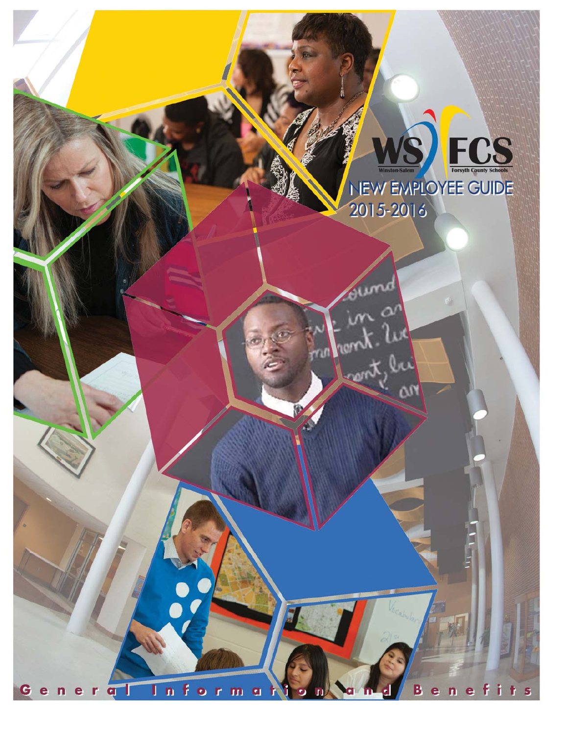WS FCS

Winston-Salem Forsyth County Schools

# NEW EMPLOYEE GUIDE 2015-2016

General Information and Benefits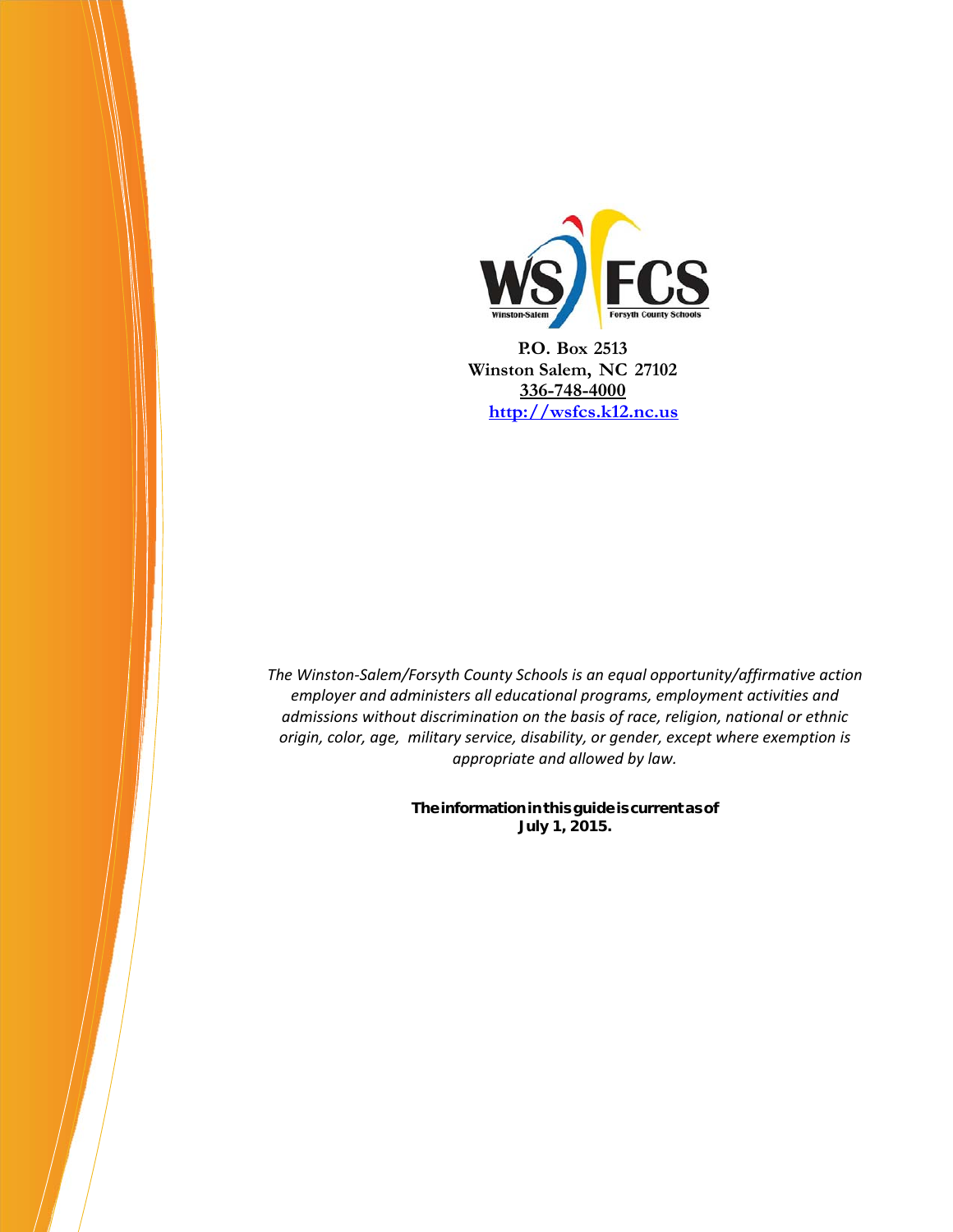WS FCS
Winston-Salem Forsyth County Schools

**P.O. Box 2513**
**Winston Salem, NC 27102**
**336-748-4000**
**http://wsfcs.k12.nc.us**

*The Winston-Salem/Forsyth County Schools is an equal opportunity/affirmative action employer and administers all educational programs, employment activities and admissions without discrimination on the basis of race, religion, national or ethnic origin, color, age, military service, disability, or gender, except where exemption is appropriate and allowed by law.*

**The information in this guide is current as of July 1, 2015.**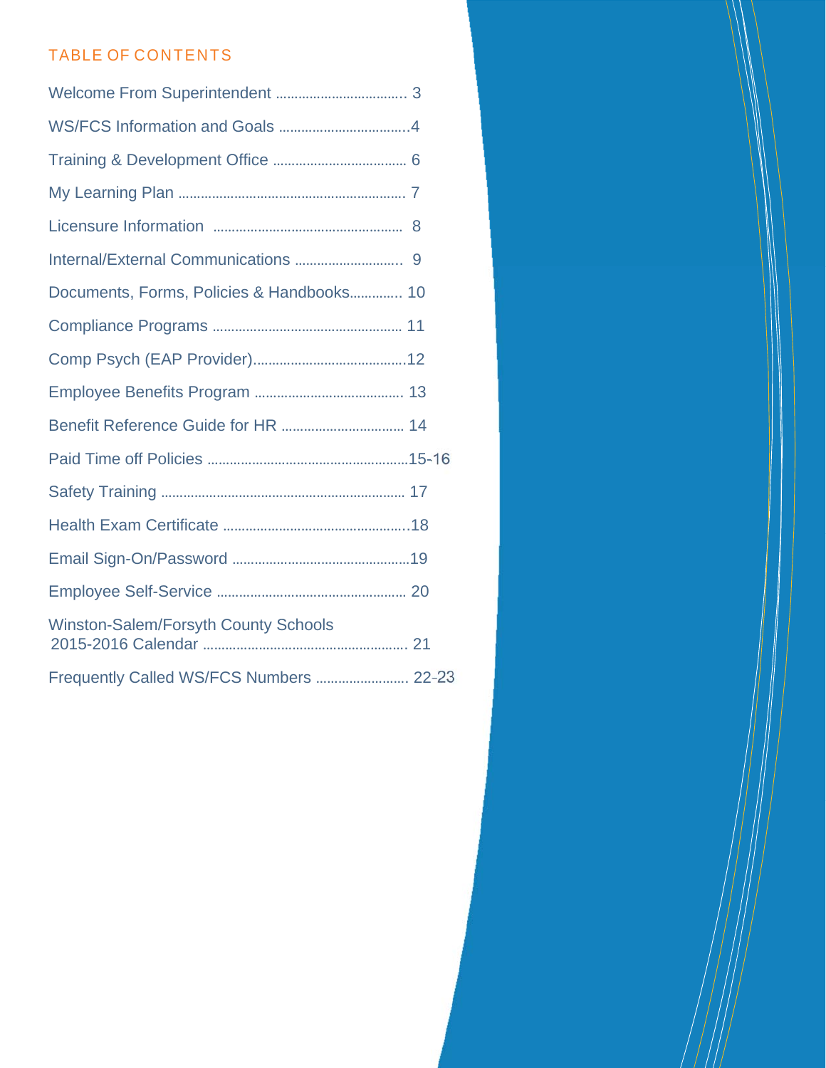## TABLE OF CONTENTS

Welcome From Superintendent .................................. 3

WS/FCS Information and Goals ..................................4

Training & Development Office ................................... 6

My Learning Plan ............................................................ 7

Licensure Information .................................................. 8

Internal/External Communications ............................ 9

Documents, Forms, Policies & Handbooks............. 10

Compliance Programs .................................................. 11

Comp Psych (EAP Provider).........................................12

Employee Benefits Program ........................................ 13

Benefit Reference Guide for HR ................................ 14

Paid Time off Policies .....................................................15-16

Safety Training ................................................................. 17

Health Exam Certificate .................................................18

Email Sign-On/Password ...............................................19

Employee Self-Service .................................................. 20

Winston-Salem/Forsyth County Schools 2015-2016 Calendar ..................................................... 21

Frequently Called WS/FCS Numbers ........................ 22-23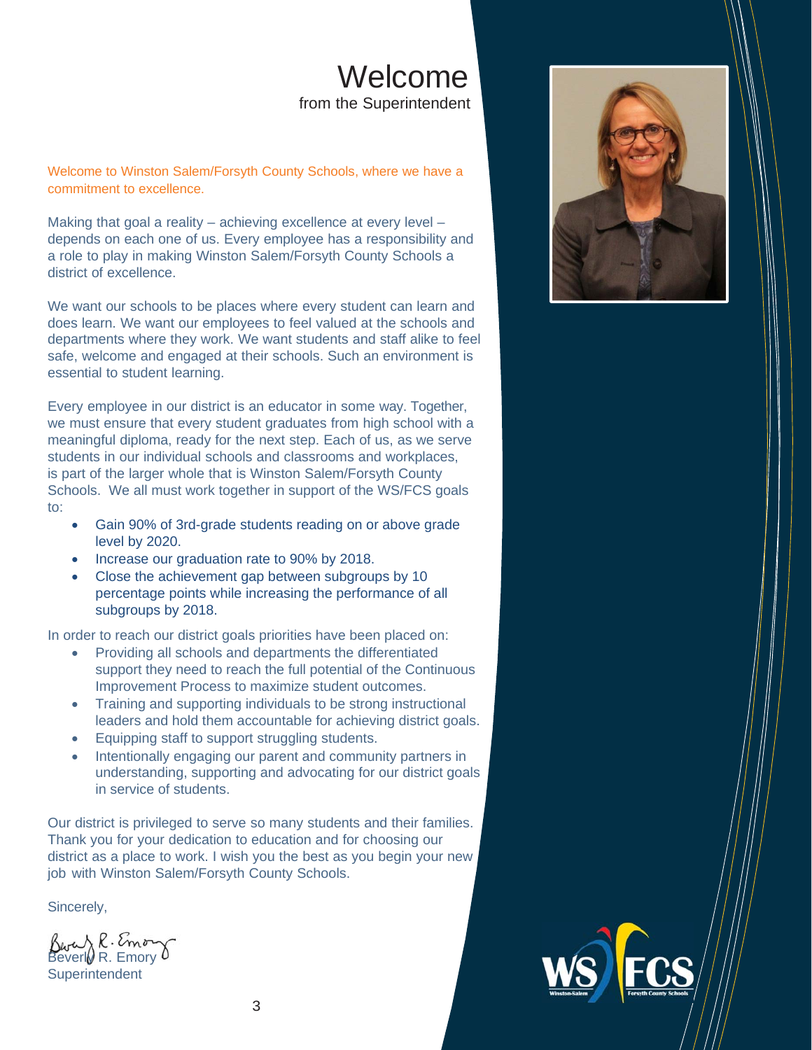# Welcome

from the Superintendent

Welcome to Winston Salem/Forsyth County Schools, where we have a commitment to excellence.

Making that goal a reality – achieving excellence at every level – depends on each one of us. Every employee has a responsibility and a role to play in making Winston Salem/Forsyth County Schools a district of excellence.

We want our schools to be places where every student can learn and does learn. We want our employees to feel valued at the schools and departments where they work. We want students and staff alike to feel safe, welcome and engaged at their schools. Such an environment is essential to student learning.

Every employee in our district is an educator in some way. Together, we must ensure that every student graduates from high school with a meaningful diploma, ready for the next step. Each of us, as we serve students in our individual schools and classrooms and workplaces, is part of the larger whole that is Winston Salem/Forsyth County Schools. We all must work together in support of the WS/FCS goals to:

- Gain 90% of 3rd-grade students reading on or above grade level by 2020.
- Increase our graduation rate to 90% by 2018.
- Close the achievement gap between subgroups by 10 percentage points while increasing the performance of all subgroups by 2018.

In order to reach our district goals priorities have been placed on:

- Providing all schools and departments the differentiated support they need to reach the full potential of the Continuous Improvement Process to maximize student outcomes.
- Training and supporting individuals to be strong instructional leaders and hold them accountable for achieving district goals.
- Equipping staff to support struggling students.
- Intentionally engaging our parent and community partners in understanding, supporting and advocating for our district goals in service of students.

Our district is privileged to serve so many students and their families. Thank you for your dedication to education and for choosing our district as a place to work. I wish you the best as you begin your new job with Winston Salem/Forsyth County Schools.

Sincerely,

Beverly R. Emory
Superintendent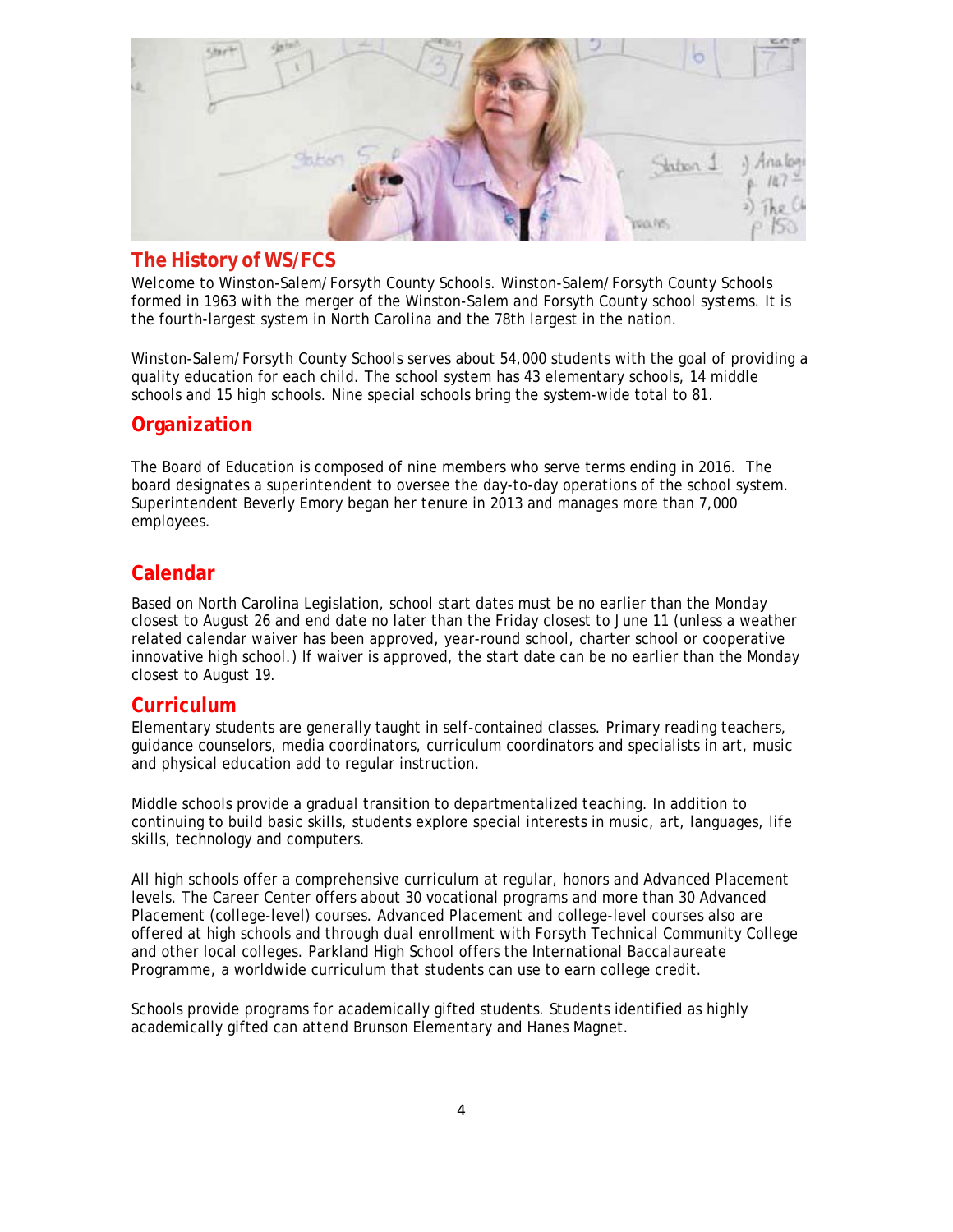## The History of WS/FCS

Welcome to Winston-Salem/Forsyth County Schools. Winston-Salem/Forsyth County Schools formed in 1963 with the merger of the Winston-Salem and Forsyth County school systems. It is the fourth-largest system in North Carolina and the 78th largest in the nation.

Winston-Salem/Forsyth County Schools serves about 54,000 students with the goal of providing a quality education for each child. The school system has 43 elementary schools, 14 middle schools and 15 high schools. Nine special schools bring the system-wide total to 81.

## Organization

The Board of Education is composed of nine members who serve terms ending in 2016. The board designates a superintendent to oversee the day-to-day operations of the school system. Superintendent Beverly Emory began her tenure in 2013 and manages more than 7,000 employees.

## Calendar

Based on North Carolina Legislation, school start dates must be no earlier than the Monday closest to August 26 and end date no later than the Friday closest to June 11 (unless a weather related calendar waiver has been approved, year-round school, charter school or cooperative innovative high school.) If waiver is approved, the start date can be no earlier than the Monday closest to August 19.

## Curriculum

Elementary students are generally taught in self-contained classes. Primary reading teachers, guidance counselors, media coordinators, curriculum coordinators and specialists in art, music and physical education add to regular instruction.

Middle schools provide a gradual transition to departmentalized teaching. In addition to continuing to build basic skills, students explore special interests in music, art, languages, life skills, technology and computers.

All high schools offer a comprehensive curriculum at regular, honors and Advanced Placement levels. The Career Center offers about 30 vocational programs and more than 30 Advanced Placement (college-level) courses. Advanced Placement and college-level courses also are offered at high schools and through dual enrollment with Forsyth Technical Community College and other local colleges. Parkland High School offers the International Baccalaureate Programme, a worldwide curriculum that students can use to earn college credit.

Schools provide programs for academically gifted students. Students identified as highly academically gifted can attend Brunson Elementary and Hanes Magnet.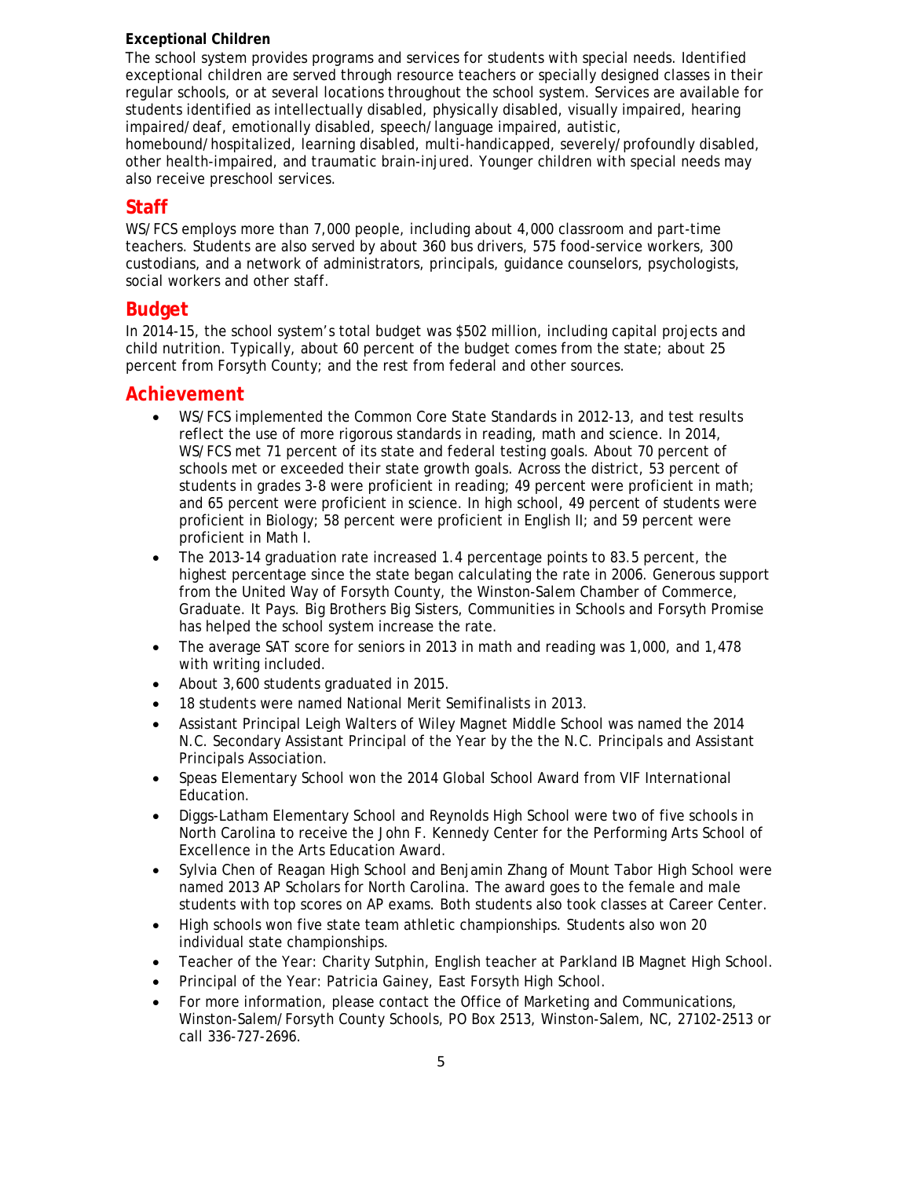**Exceptional Children**

The school system provides programs and services for students with special needs. Identified exceptional children are served through resource teachers or specially designed classes in their regular schools, or at several locations throughout the school system. Services are available for students identified as intellectually disabled, physically disabled, visually impaired, hearing impaired/deaf, emotionally disabled, speech/language impaired, autistic, homebound/hospitalized, learning disabled, multi-handicapped, severely/profoundly disabled, other health-impaired, and traumatic brain-injured. Younger children with special needs may also receive preschool services.

## Staff

WS/FCS employs more than 7,000 people, including about 4,000 classroom and part-time teachers. Students are also served by about 360 bus drivers, 575 food-service workers, 300 custodians, and a network of administrators, principals, guidance counselors, psychologists, social workers and other staff.

## Budget

In 2014-15, the school system's total budget was $502 million, including capital projects and child nutrition. Typically, about 60 percent of the budget comes from the state; about 25 percent from Forsyth County; and the rest from federal and other sources.

## Achievement

- WS/FCS implemented the Common Core State Standards in 2012-13, and test results reflect the use of more rigorous standards in reading, math and science. In 2014, WS/FCS met 71 percent of its state and federal testing goals. About 70 percent of schools met or exceeded their state growth goals. Across the district, 53 percent of students in grades 3-8 were proficient in reading; 49 percent were proficient in math; and 65 percent were proficient in science. In high school, 49 percent of students were proficient in Biology; 58 percent were proficient in English II; and 59 percent were proficient in Math I.
- The 2013-14 graduation rate increased 1.4 percentage points to 83.5 percent, the highest percentage since the state began calculating the rate in 2006. Generous support from the United Way of Forsyth County, the Winston-Salem Chamber of Commerce, Graduate. It Pays. Big Brothers Big Sisters, Communities in Schools and Forsyth Promise has helped the school system increase the rate.
- The average SAT score for seniors in 2013 in math and reading was 1,000, and 1,478 with writing included.
- About 3,600 students graduated in 2015.
- 18 students were named National Merit Semifinalists in 2013.
- Assistant Principal Leigh Walters of Wiley Magnet Middle School was named the 2014 N.C. Secondary Assistant Principal of the Year by the the N.C. Principals and Assistant Principals Association.
- Speas Elementary School won the 2014 Global School Award from VIF International Education.
- Diggs-Latham Elementary School and Reynolds High School were two of five schools in North Carolina to receive the John F. Kennedy Center for the Performing Arts School of Excellence in the Arts Education Award.
- Sylvia Chen of Reagan High School and Benjamin Zhang of Mount Tabor High School were named 2013 AP Scholars for North Carolina. The award goes to the female and male students with top scores on AP exams. Both students also took classes at Career Center.
- High schools won five state team athletic championships. Students also won 20 individual state championships.
- Teacher of the Year: Charity Sutphin, English teacher at Parkland IB Magnet High School.
- Principal of the Year: Patricia Gainey, East Forsyth High School.
- For more information, please contact the Office of Marketing and Communications, Winston-Salem/Forsyth County Schools, PO Box 2513, Winston-Salem, NC, 27102-2513 or call 336-727-2696.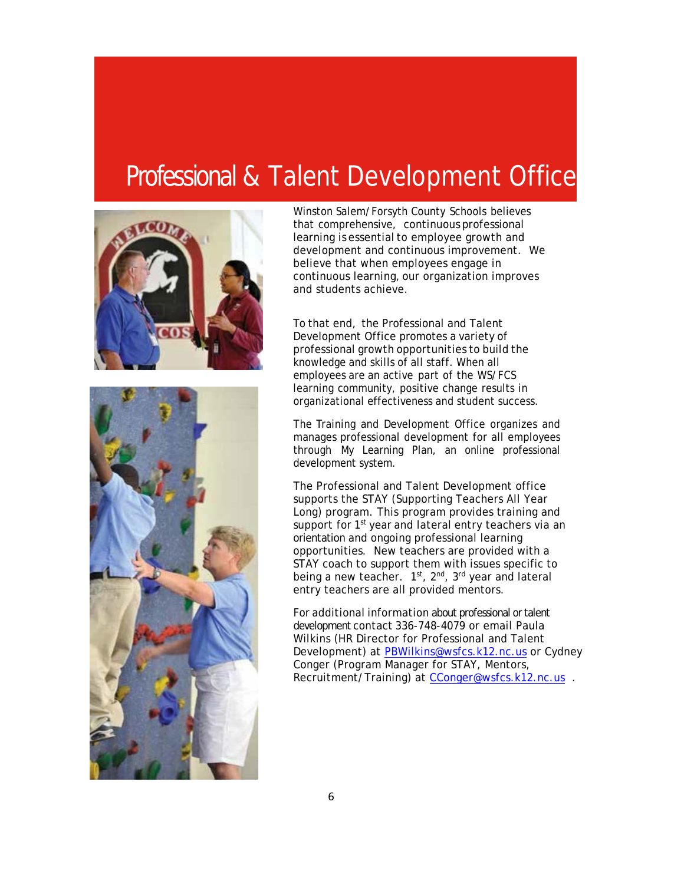# Professional & Talent Development Office

Winston Salem/Forsyth County Schools believes that comprehensive, continuous professional learning is essential to employee growth and development and continuous improvement. We believe that when employees engage in continuous learning, our organization improves and students achieve.

To that end, the Professional and Talent Development Office promotes a variety of professional growth opportunities to build the knowledge and skills of all staff. When all employees are an active part of the WS/FCS learning community, positive change results in organizational effectiveness and student success.

The Training and Development Office organizes and manages professional development for all employees through My Learning Plan, an online professional development system.

The Professional and Talent Development office supports the STAY (Supporting Teachers All Year Long) program. This program provides training and support for 1st year and lateral entry teachers via an orientation and ongoing professional learning opportunities. New teachers are provided with a STAY coach to support them with issues specific to being a new teacher. 1st, 2nd, 3rd year and lateral entry teachers are all provided mentors.

For additional information about professional or talent development contact 336-748-4079 or email Paula Wilkins (HR Director for Professional and Talent Development) at PBWilkins@wsfcs.k12.nc.us or Cydney Conger (Program Manager for STAY, Mentors, Recruitment/Training) at CConger@wsfcs.k12.nc.us .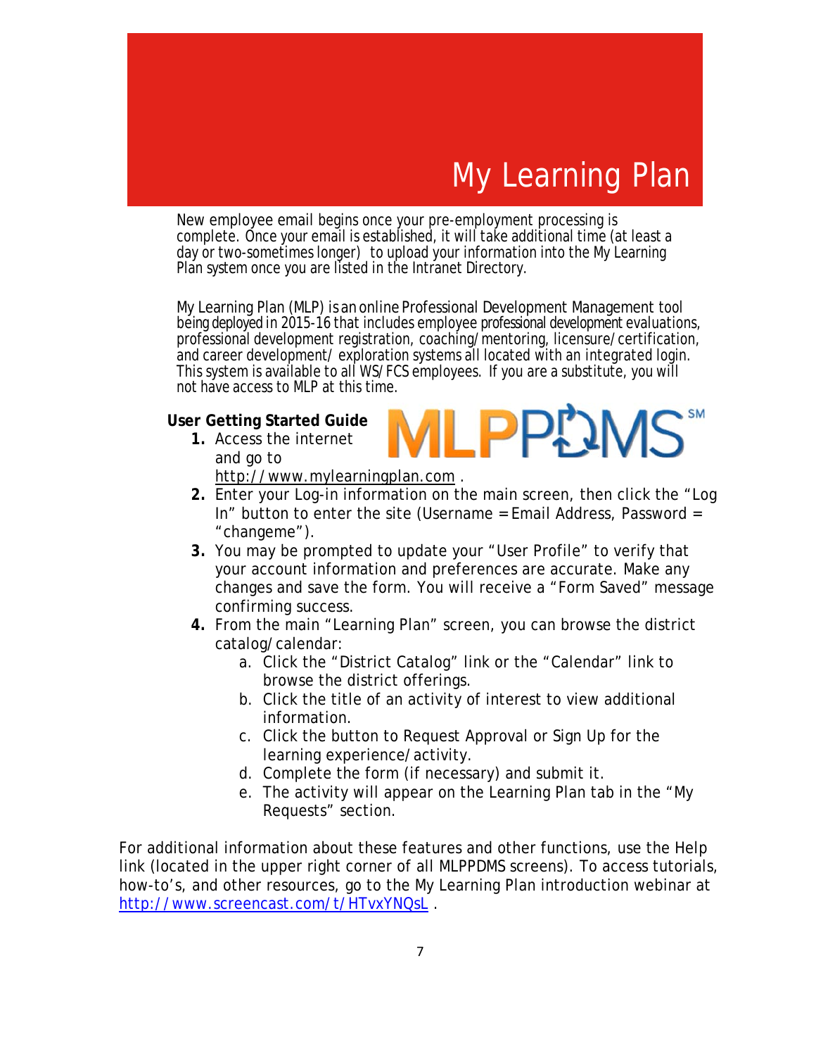# My Learning Plan

New employee email begins once your pre-employment processing is complete. Once your email is established, it will take additional time (at least a day or two-sometimes longer) to upload your information into the My Learning Plan system once you are listed in the Intranet Directory.

My Learning Plan (MLP) is an online Professional Development Management tool being deployed in 2015-16 that includes employee professional development evaluations, professional development registration, coaching/mentoring, licensure/certification, and career development/ exploration systems all located with an integrated login. This system is available to all WS/FCS employees. If you are a substitute, you will not have access to MLP at this time.

**User Getting Started Guide**

1. Access the internet and go to http://www.mylearningplan.com .
2. Enter your Log-in information on the main screen, then click the "Log In" button to enter the site (Username = Email Address, Password = "changeme").
3. You may be prompted to update your "User Profile" to verify that your account information and preferences are accurate. Make any changes and save the form. You will receive a "Form Saved" message confirming success.
4. From the main "Learning Plan" screen, you can browse the district catalog/calendar:
   a. Click the "District Catalog" link or the "Calendar" link to browse the district offerings.
   b. Click the title of an activity of interest to view additional information.
   c. Click the button to Request Approval or Sign Up for the learning experience/activity.
   d. Complete the form (if necessary) and submit it.
   e. The activity will appear on the Learning Plan tab in the "My Requests" section.

For additional information about these features and other functions, use the Help link (located in the upper right corner of all MLPPDMS screens). To access tutorials, how-to's, and other resources, go to the My Learning Plan introduction webinar at http://www.screencast.com/t/HTvxYNQsL .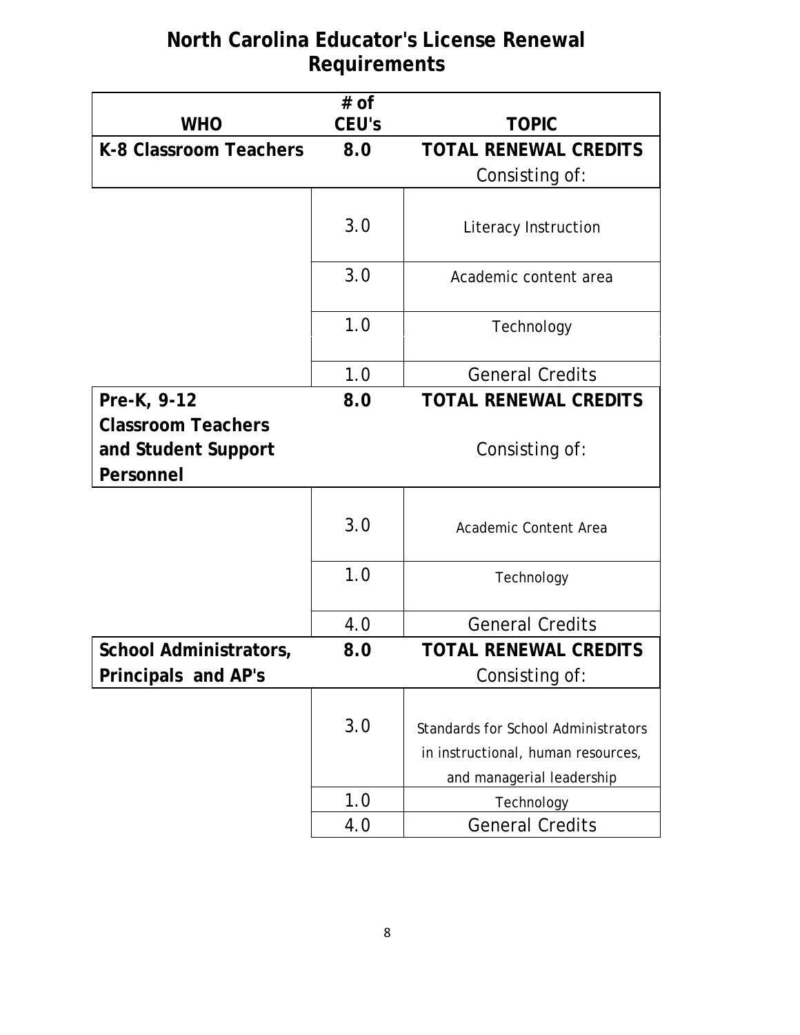# North Carolina Educator's License Renewal Requirements

| WHO | # of CEU's | TOPIC |
|---|---|---|
| **K-8 Classroom Teachers** | **8.0** | **TOTAL RENEWAL CREDITS** Consisting of: |
| | 3.0 | Literacy Instruction |
| | 3.0 | Academic content area |
| | 1.0 | Technology |
| | 1.0 | General Credits |
| **Pre-K, 9-12 Classroom Teachers and Student Support Personnel** | **8.0** | **TOTAL RENEWAL CREDITS** Consisting of: |
| | 3.0 | Academic Content Area |
| | 1.0 | Technology |
| | 4.0 | General Credits |
| **School Administrators, Principals and AP's** | **8.0** | **TOTAL RENEWAL CREDITS** Consisting of: |
| | 3.0 | Standards for School Administrators in instructional, human resources, and managerial leadership |
| | 1.0 | Technology |
| | 4.0 | General Credits |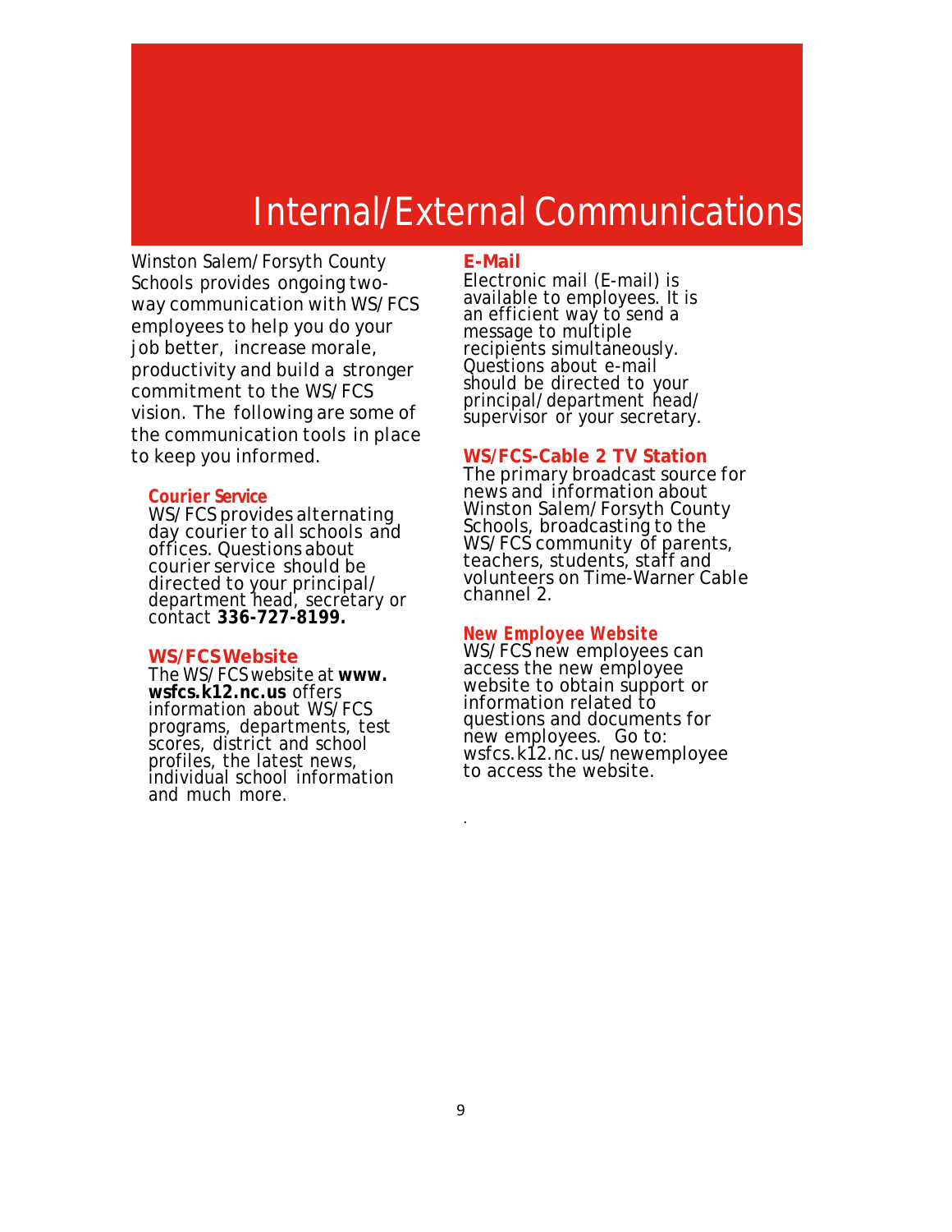# Internal/External Communications

Winston Salem/Forsyth County Schools provides ongoing two-way communication with WS/FCS employees to help you do your job better, increase morale, productivity and build a stronger commitment to the WS/FCS vision. The following are some of the communication tools in place to keep you informed.

### Courier Service

WS/FCS provides alternating day courier to all schools and offices. Questions about courier service should be directed to your principal/department head, secretary or contact **336-727-8199.**

### WS/FCS Website

The WS/FCS website at **www.wsfcs.k12.nc.us** offers information about WS/FCS programs, departments, test scores, district and school profiles, the latest news, individual school information and much more.

### E-Mail

Electronic mail (E-mail) is available to employees. It is an efficient way to send a message to multiple recipients simultaneously. Questions about e-mail should be directed to your principal/department head/supervisor or your secretary.

### WS/FCS-Cable 2 TV Station

The primary broadcast source for news and information about Winston Salem/Forsyth County Schools, broadcasting to the WS/FCS community of parents, teachers, students, staff and volunteers on Time-Warner Cable channel 2.

### New Employee Website

WS/FCS new employees can access the new employee website to obtain support or information related to questions and documents for new employees. Go to: wsfcs.k12.nc.us/newemployee to access the website.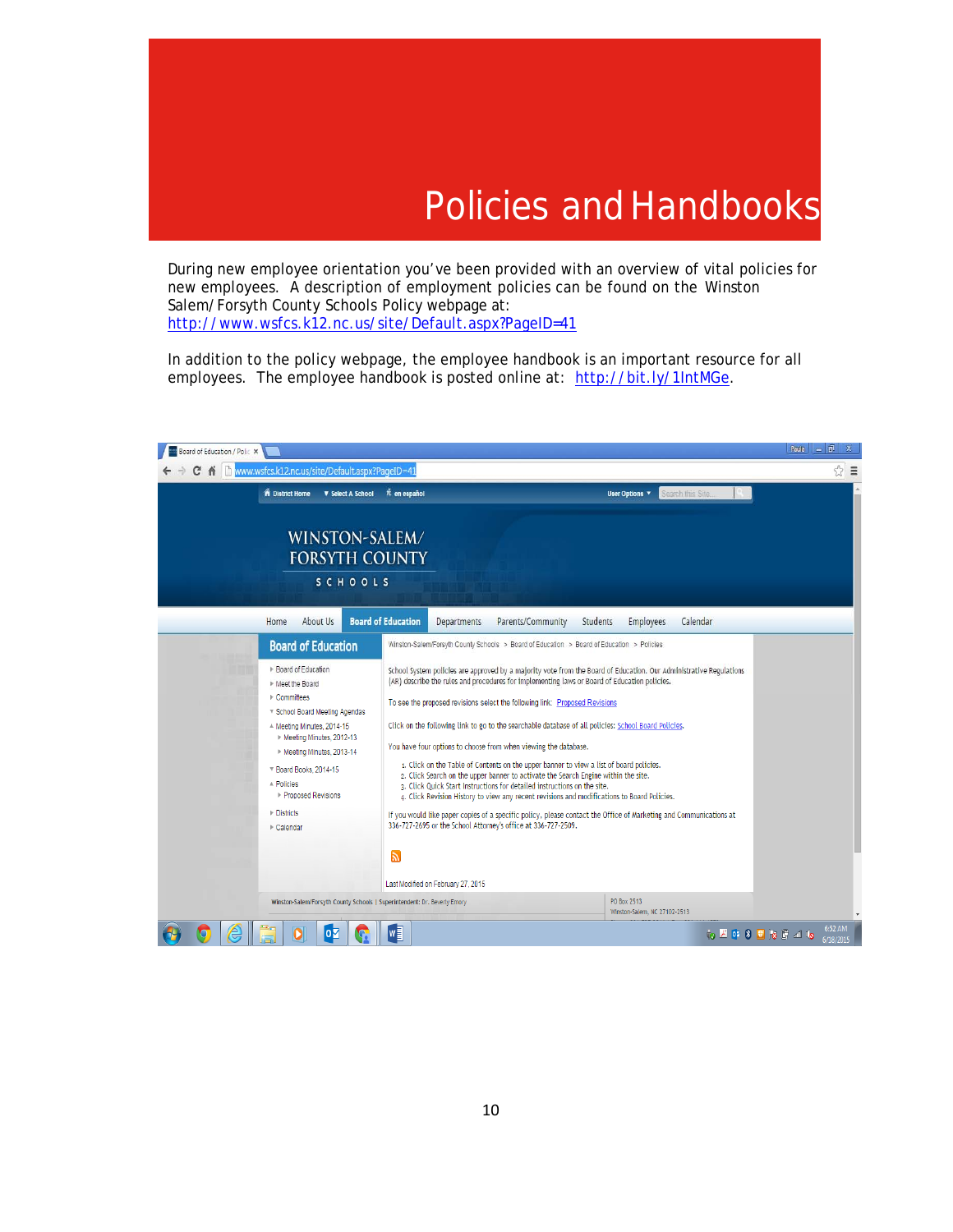# Policies and Handbooks

During new employee orientation you've been provided with an overview of vital policies for new employees. A description of employment policies can be found on the Winston Salem/Forsyth County Schools Policy webpage at: http://www.wsfcs.k12.nc.us/site/Default.aspx?PageID=41

In addition to the policy webpage, the employee handbook is an important resource for all employees. The employee handbook is posted online at: http://bit.ly/1IntMGe.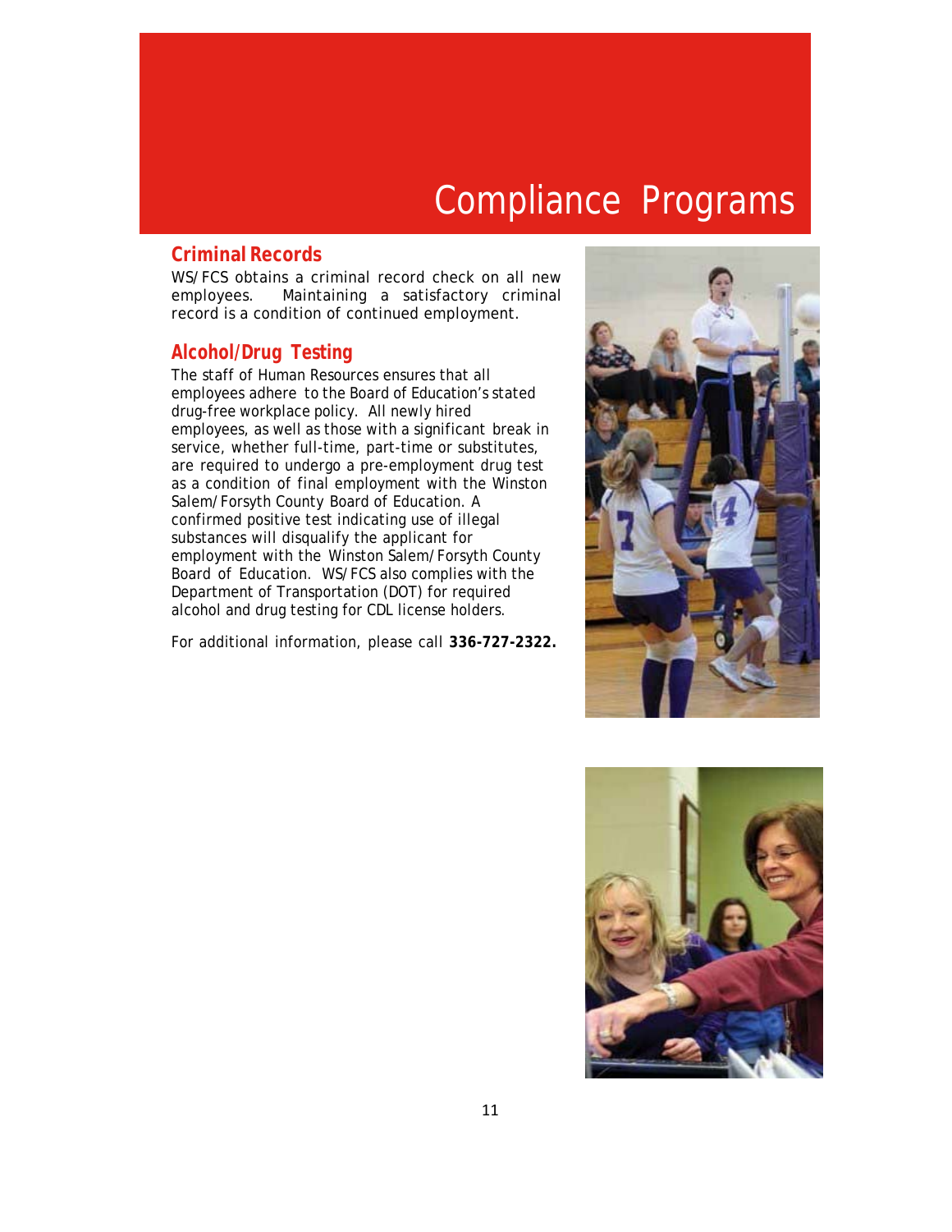# Compliance Programs

## Criminal Records

WS/FCS obtains a criminal record check on all new employees. Maintaining a satisfactory criminal record is a condition of continued employment.

## Alcohol/Drug Testing

The staff of Human Resources ensures that all employees adhere to the Board of Education's stated drug-free workplace policy. All newly hired employees, as well as those with a significant break in service, whether full-time, part-time or substitutes, are required to undergo a pre-employment drug test as a condition of final employment with the Winston Salem/Forsyth County Board of Education. A confirmed positive test indicating use of illegal substances will disqualify the applicant for employment with the Winston Salem/Forsyth County Board of Education. WS/FCS also complies with the Department of Transportation (DOT) for required alcohol and drug testing for CDL license holders.

For additional information, please call **336-727-2322.**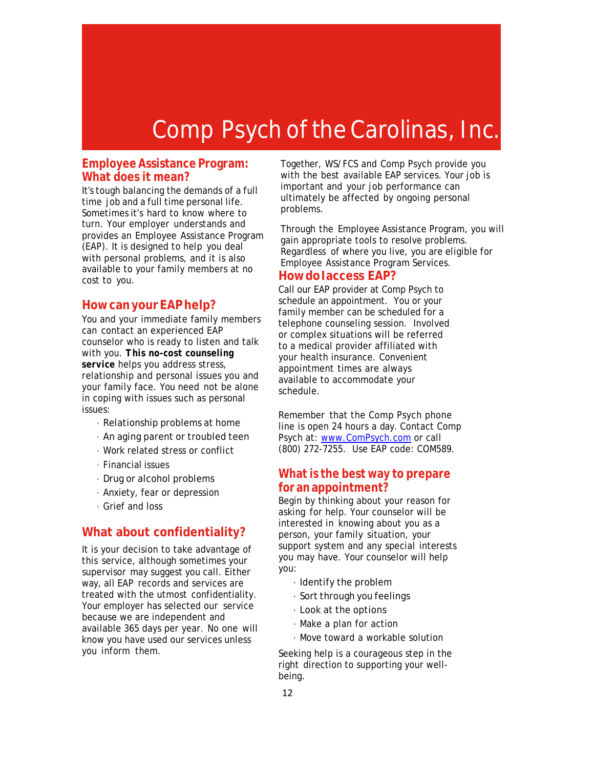# Comp Psych of the Carolinas, Inc.

## Employee Assistance Program: What does it mean?

It's tough balancing the demands of a full time job and a full time personal life. Sometimes it's hard to know where to turn. Your employer understands and provides an Employee Assistance Program (EAP). It is designed to help you deal with personal problems, and it is also available to your family members at no cost to you.

## How can your EAP help?

You and your immediate family members can contact an experienced EAP counselor who is ready to listen and talk with you. **This no-cost counseling service** helps you address stress, relationship and personal issues you and your family face. You need not be alone in coping with issues such as personal issues:

- Relationship problems at home
- An aging parent or troubled teen
- Work related stress or conflict
- Financial issues
- Drug or alcohol problems
- Anxiety, fear or depression
- Grief and loss

## What about confidentiality?

It is your decision to take advantage of this service, although sometimes your supervisor may suggest you call. Either way, all EAP records and services are treated with the utmost confidentiality. Your employer has selected our service because we are independent and available 365 days per year. No one will know you have used our services unless you inform them.

Together, WS/FCS and Comp Psych provide you with the best available EAP services. Your job is important and your job performance can ultimately be affected by ongoing personal problems.

Through the Employee Assistance Program, you will gain appropriate tools to resolve problems. Regardless of where you live, you are eligible for Employee Assistance Program Services.

## How do I access EAP?

Call our EAP provider at Comp Psych to schedule an appointment. You or your family member can be scheduled for a telephone counseling session. Involved or complex situations will be referred to a medical provider affiliated with your health insurance. Convenient appointment times are always available to accommodate your schedule.

Remember that the Comp Psych phone line is open 24 hours a day. Contact Comp Psych at: www.ComPsych.com or call (800) 272-7255. Use EAP code: COM589.

## What is the best way to prepare for an appointment?

Begin by thinking about your reason for asking for help. Your counselor will be interested in knowing about you as a person, your family situation, your support system and any special interests you may have. Your counselor will help you:

- Identify the problem
- Sort through you feelings
- Look at the options
- Make a plan for action
- Move toward a workable solution

Seeking help is a courageous step in the right direction to supporting your well-being.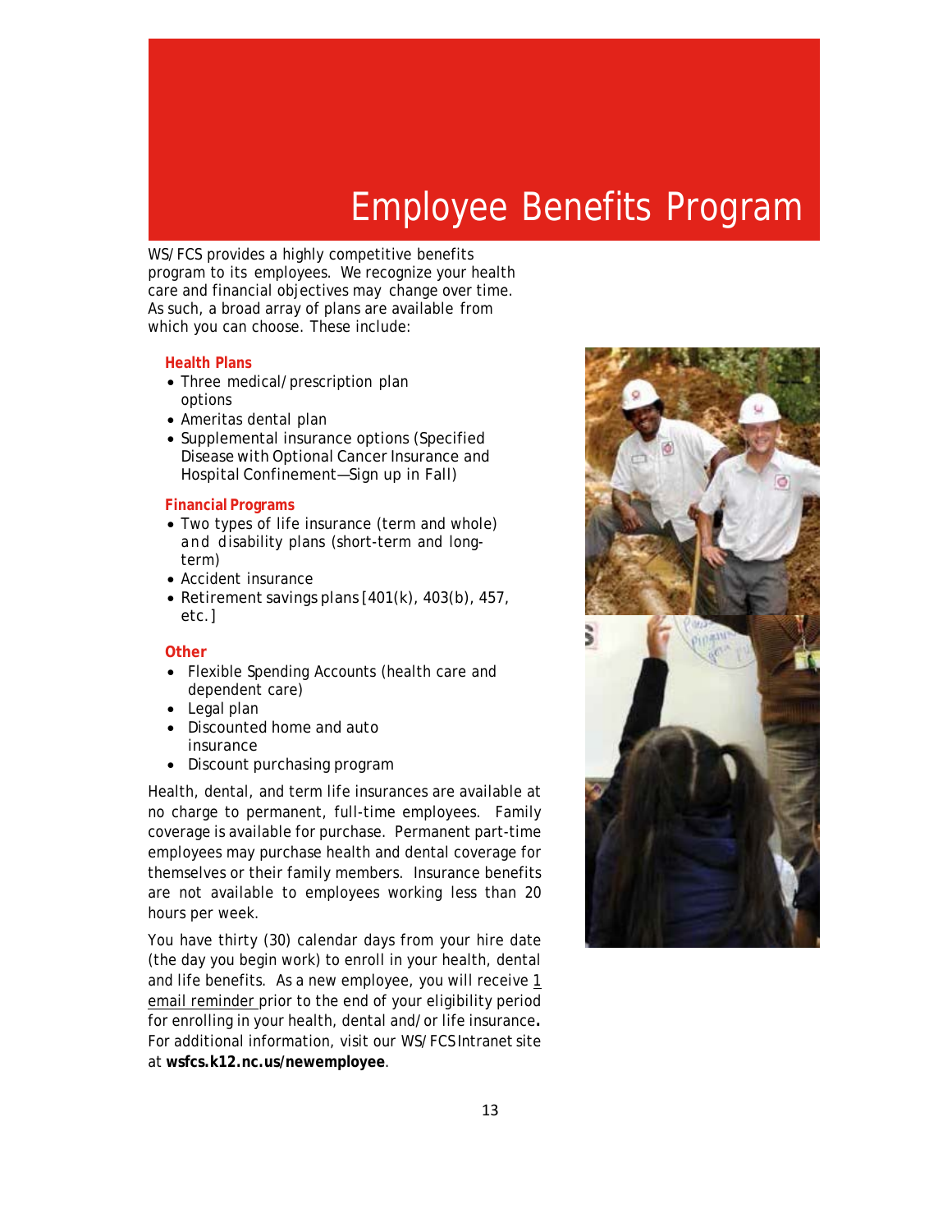# Employee Benefits Program

WS/FCS provides a highly competitive benefits program to its employees. We recognize your health care and financial objectives may change over time. As such, a broad array of plans are available from which you can choose. These include:

### Health Plans

- Three medical/prescription plan options
- Ameritas dental plan
- Supplemental insurance options (Specified Disease with Optional Cancer Insurance and Hospital Confinement—Sign up in Fall)

### Financial Programs

- Two types of life insurance (term and whole) and disability plans (short-term and long-term)
- Accident insurance
- Retirement savings plans [401(k), 403(b), 457, etc.]

### Other

- Flexible Spending Accounts (health care and dependent care)
- Legal plan
- Discounted home and auto insurance
- Discount purchasing program

Health, dental, and term life insurances are available at no charge to permanent, full-time employees. Family coverage is available for purchase. Permanent part-time employees may purchase health and dental coverage for themselves or their family members. Insurance benefits are not available to employees working less than 20 hours per week.

You have thirty (30) calendar days from your hire date (the day you begin work) to enroll in your health, dental and life benefits. As a new employee, you will receive 1 email reminder prior to the end of your eligibility period for enrolling in your health, dental and/or life insurance**.** For additional information, visit our WS/FCS Intranet site at **wsfcs.k12.nc.us/newemployee**.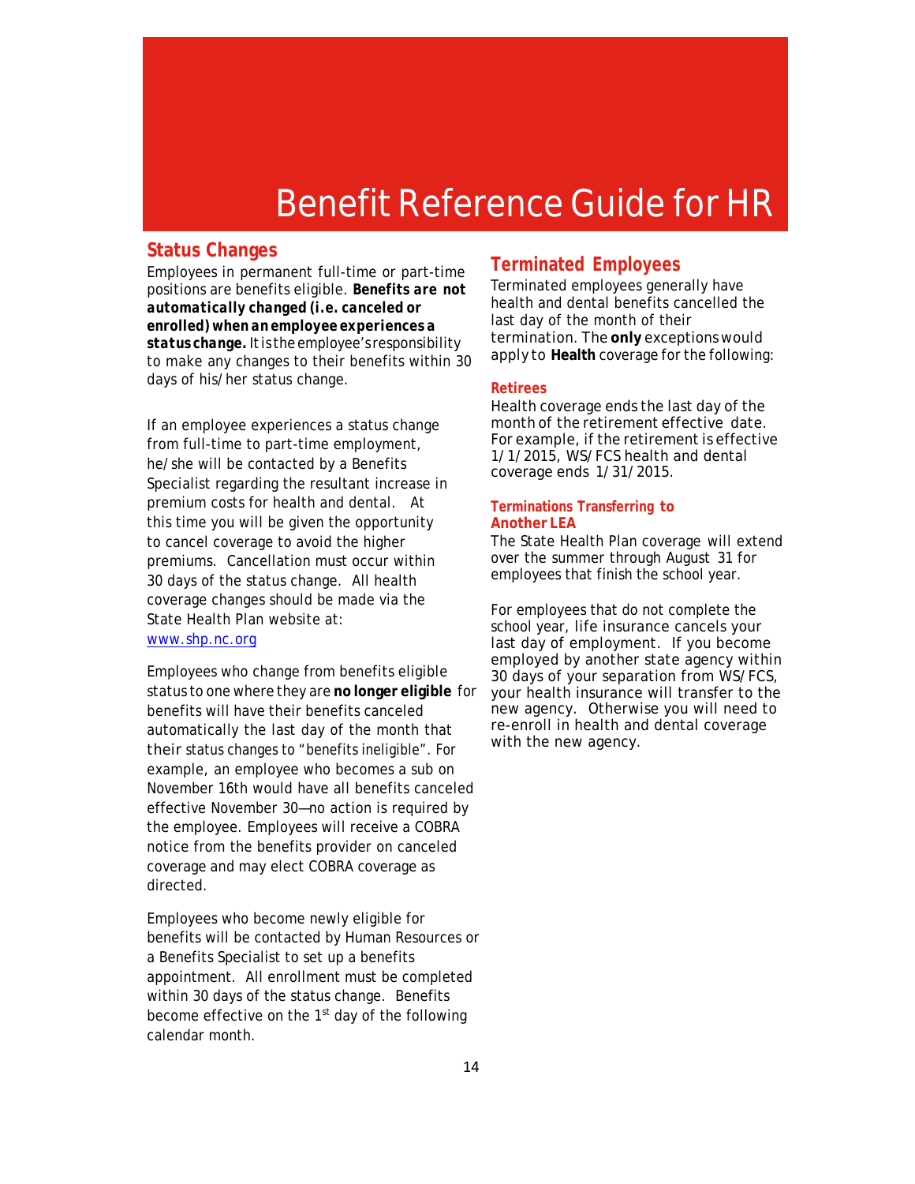# Benefit Reference Guide for HR

## Status Changes

Employees in permanent full-time or part-time positions are benefits eligible. ***Benefits are not automatically changed (i.e. canceled or enrolled) when an employee experiences a status change.*** It is the employee's responsibility to make any changes to their benefits within 30 days of his/her status change.

If an employee experiences a status change from full-time to part-time employment, he/she will be contacted by a Benefits Specialist regarding the resultant increase in premium costs for health and dental. At this time you will be given the opportunity to cancel coverage to avoid the higher premiums. Cancellation must occur within 30 days of the status change. All health coverage changes should be made via the State Health Plan website at: www.shp.nc.org

Employees who change from benefits eligible status to one where they are **no longer eligible** for benefits will have their benefits canceled automatically the last day of the month that their status changes to "benefits ineligible". For example, an employee who becomes a sub on November 16th would have all benefits canceled effective November 30—no action is required by the employee. Employees will receive a COBRA notice from the benefits provider on canceled coverage and may elect COBRA coverage as directed.

Employees who become newly eligible for benefits will be contacted by Human Resources or a Benefits Specialist to set up a benefits appointment. All enrollment must be completed within 30 days of the status change. Benefits become effective on the 1st day of the following calendar month.

## Terminated Employees

Terminated employees generally have health and dental benefits cancelled the last day of the month of their termination. The **only** exceptions would apply to **Health** coverage for the following:

### Retirees

Health coverage ends the last day of the month of the retirement effective date. For example, if the retirement is effective 1/1/2015, WS/FCS health and dental coverage ends 1/31/2015.

### Terminations Transferring to Another LEA

The State Health Plan coverage will extend over the summer through August 31 for employees that finish the school year.

For employees that do not complete the school year, life insurance cancels your last day of employment. If you become employed by another state agency within 30 days of your separation from WS/FCS, your health insurance will transfer to the new agency. Otherwise you will need to re-enroll in health and dental coverage with the new agency.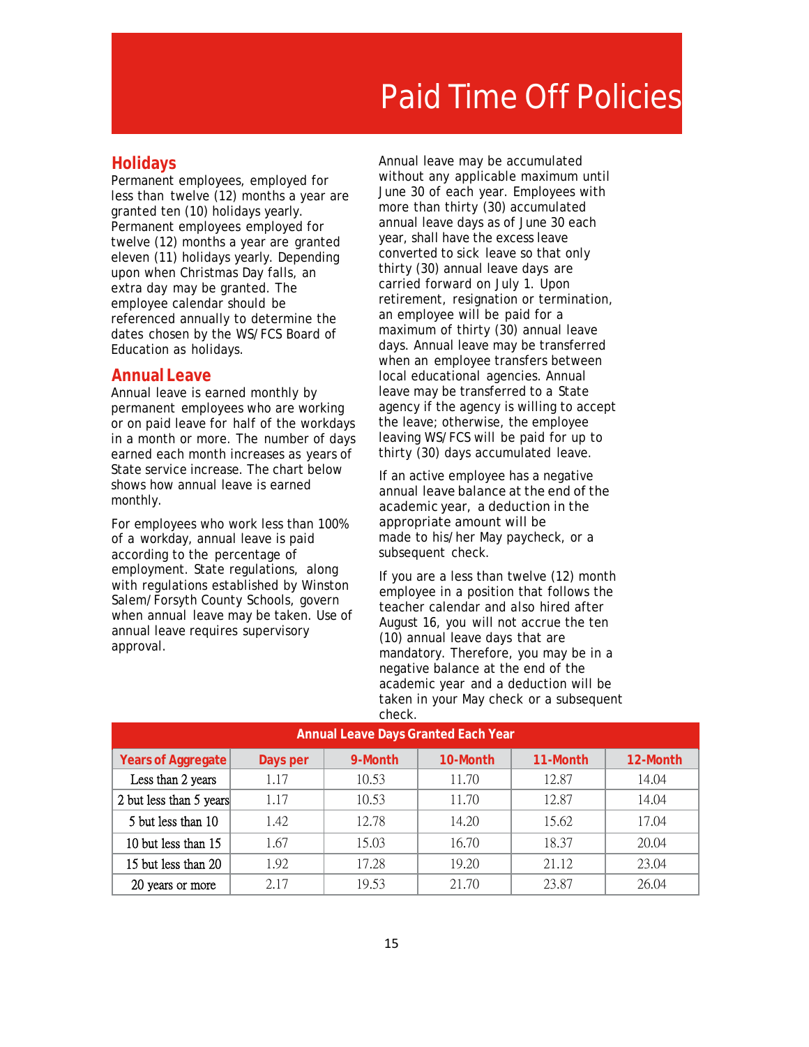# Paid Time Off Policies

## Holidays

Permanent employees, employed for less than twelve (12) months a year are granted ten (10) holidays yearly. Permanent employees employed for twelve (12) months a year are granted eleven (11) holidays yearly. Depending upon when Christmas Day falls, an extra day may be granted. The employee calendar should be referenced annually to determine the dates chosen by the WS/FCS Board of Education as holidays.

## Annual Leave

Annual leave is earned monthly by permanent employees who are working or on paid leave for half of the workdays in a month or more. The number of days earned each month increases as years of State service increase. The chart below shows how annual leave is earned monthly.

For employees who work less than 100% of a workday, annual leave is paid according to the percentage of employment. State regulations, along with regulations established by Winston Salem/Forsyth County Schools, govern when annual leave may be taken. Use of annual leave requires supervisory approval.

Annual leave may be accumulated without any applicable maximum until June 30 of each year. Employees with more than thirty (30) accumulated annual leave days as of June 30 each year, shall have the excess leave converted to sick leave so that only thirty (30) annual leave days are carried forward on July 1. Upon retirement, resignation or termination, an employee will be paid for a maximum of thirty (30) annual leave days. Annual leave may be transferred when an employee transfers between local educational agencies. Annual leave may be transferred to a State agency if the agency is willing to accept the leave; otherwise, the employee leaving WS/FCS will be paid for up to thirty (30) days accumulated leave.

If an active employee has a negative annual leave balance at the end of the academic year, a deduction in the appropriate amount will be made to his/her May paycheck, or a subsequent check.

If you are a less than twelve (12) month employee in a position that follows the teacher calendar and also hired after August 16, you will not accrue the ten (10) annual leave days that are mandatory. Therefore, you may be in a negative balance at the end of the academic year and a deduction will be taken in your May check or a subsequent check.

| Annual Leave Days Granted Each Year | | | | | |
|---|---|---|---|---|---|
| **Years of Aggregate** | **Days per** | **9-Month** | **10-Month** | **11-Month** | **12-Month** |
| Less than 2 years | 1.17 | 10.53 | 11.70 | 12.87 | 14.04 |
| 2 but less than 5 years | 1.17 | 10.53 | 11.70 | 12.87 | 14.04 |
| 5 but less than 10 | 1.42 | 12.78 | 14.20 | 15.62 | 17.04 |
| 10 but less than 15 | 1.67 | 15.03 | 16.70 | 18.37 | 20.04 |
| 15 but less than 20 | 1.92 | 17.28 | 19.20 | 21.12 | 23.04 |
| 20 years or more | 2.17 | 19.53 | 21.70 | 23.87 | 26.04 |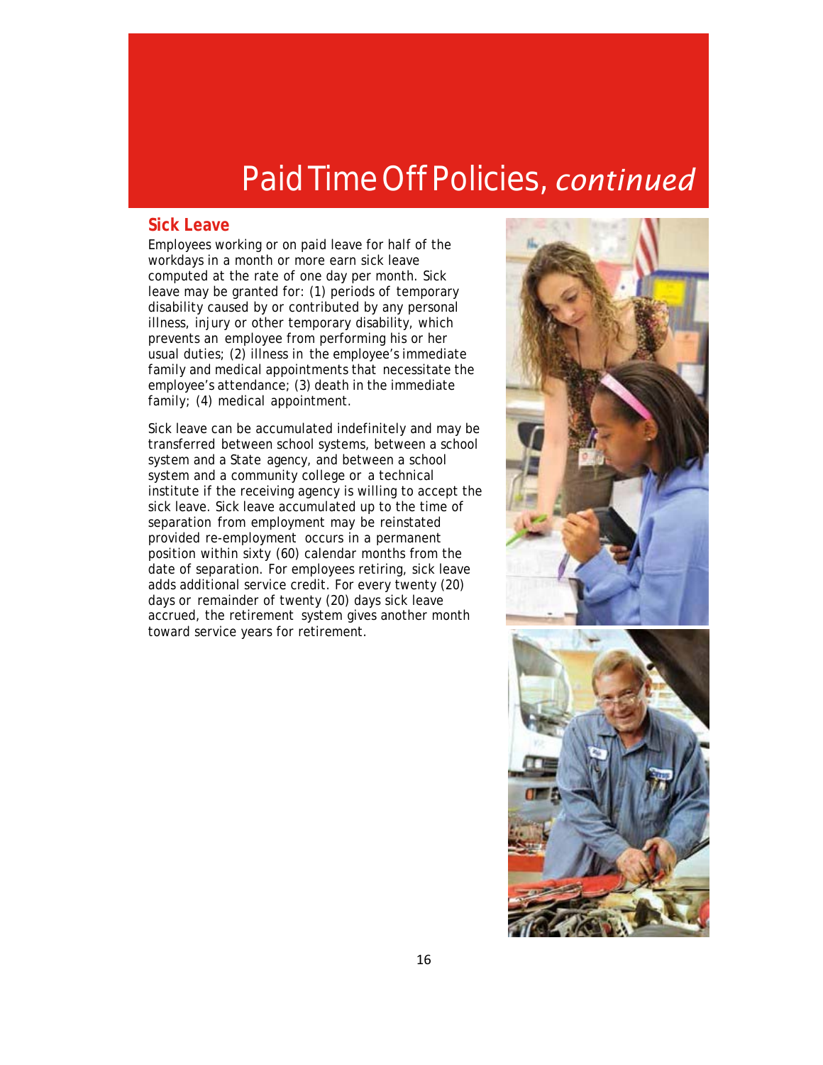# Paid Time Off Policies, *continued*

## Sick Leave

Employees working or on paid leave for half of the workdays in a month or more earn sick leave computed at the rate of one day per month. Sick leave may be granted for: (1) periods of temporary disability caused by or contributed by any personal illness, injury or other temporary disability, which prevents an employee from performing his or her usual duties; (2) illness in the employee's immediate family and medical appointments that necessitate the employee's attendance; (3) death in the immediate family; (4) medical appointment.

Sick leave can be accumulated indefinitely and may be transferred between school systems, between a school system and a State agency, and between a school system and a community college or a technical institute if the receiving agency is willing to accept the sick leave. Sick leave accumulated up to the time of separation from employment may be reinstated provided re-employment occurs in a permanent position within sixty (60) calendar months from the date of separation. For employees retiring, sick leave adds additional service credit. For every twenty (20) days or remainder of twenty (20) days sick leave accrued, the retirement system gives another month toward service years for retirement.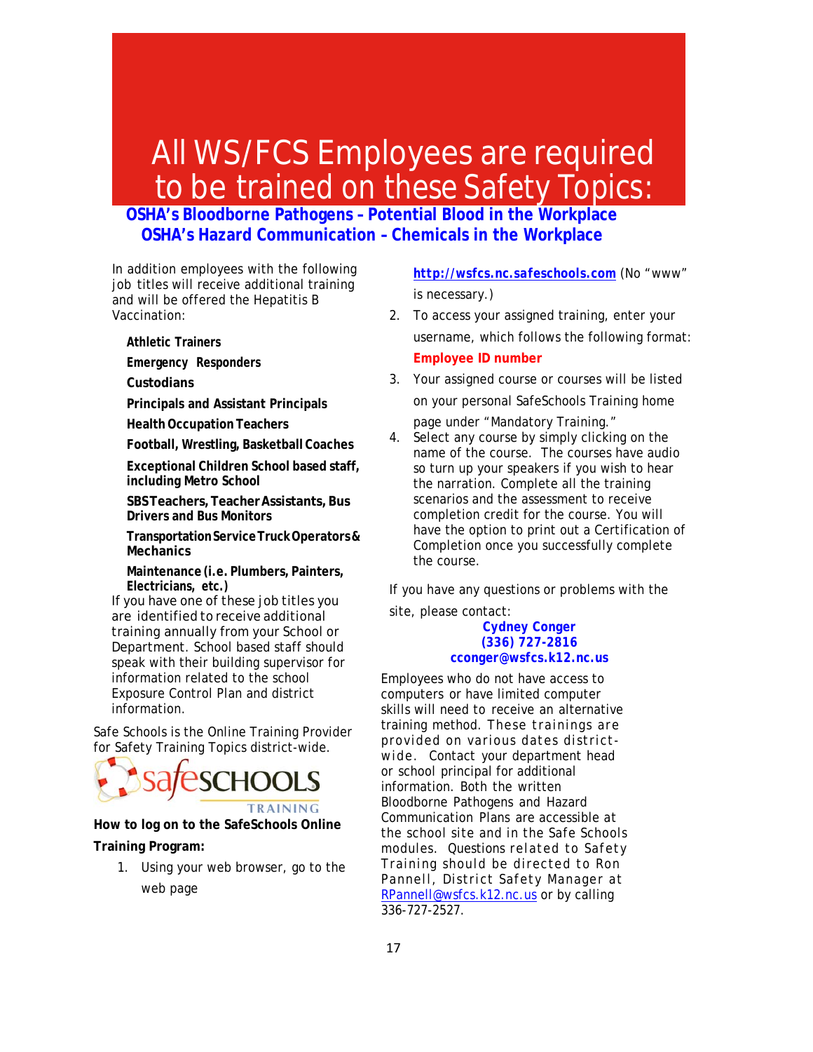# All WS/FCS Employees are required to be trained on these Safety Topics:

## OSHA's Bloodborne Pathogens – Potential Blood in the Workplace
## OSHA's Hazard Communication – Chemicals in the Workplace

In addition employees with the following job titles will receive additional training and will be offered the Hepatitis B Vaccination:

- **Athletic Trainers**
- **Emergency Responders**
- **Custodians**
- **Principals and Assistant Principals**
- **Health Occupation Teachers**
- **Football, Wrestling, Basketball Coaches**
- **Exceptional Children School based staff, including Metro School**
- **SBS Teachers, Teacher Assistants, Bus Drivers and Bus Monitors**
- **Transportation Service Truck Operators & Mechanics**
- **Maintenance (i.e. Plumbers, Painters, Electricians, etc.)**

If you have one of these job titles you are identified to receive additional training annually from your School or Department. School based staff should speak with their building supervisor for information related to the school Exposure Control Plan and district information.

Safe Schools is the Online Training Provider for Safety Training Topics district-wide.

safeSCHOOLS TRAINING

**How to log on to the SafeSchools Online Training Program:**

1. Using your web browser, go to the web page **http://wsfcs.nc.safeschools.com** (No "www" is necessary.)
2. To access your assigned training, enter your username, which follows the following format: **Employee ID number**
3. Your assigned course or courses will be listed on your personal SafeSchools Training home page under "Mandatory Training."
4. Select any course by simply clicking on the name of the course. The courses have audio so turn up your speakers if you wish to hear the narration. Complete all the training scenarios and the assessment to receive completion credit for the course. You will have the option to print out a Certification of Completion once you successfully complete the course.

If you have any questions or problems with the site, please contact:

**Cydney Conger**
**(336) 727-2816**
**cconger@wsfcs.k12.nc.us**

Employees who do not have access to computers or have limited computer skills will need to receive an alternative training method. These trainings are provided on various dates district-wide. Contact your department head or school principal for additional information. Both the written Bloodborne Pathogens and Hazard Communication Plans are accessible at the school site and in the Safe Schools modules. Questions related to Safety Training should be directed to Ron Pannell, District Safety Manager at RPannell@wsfcs.k12.nc.us or by calling 336-727-2527.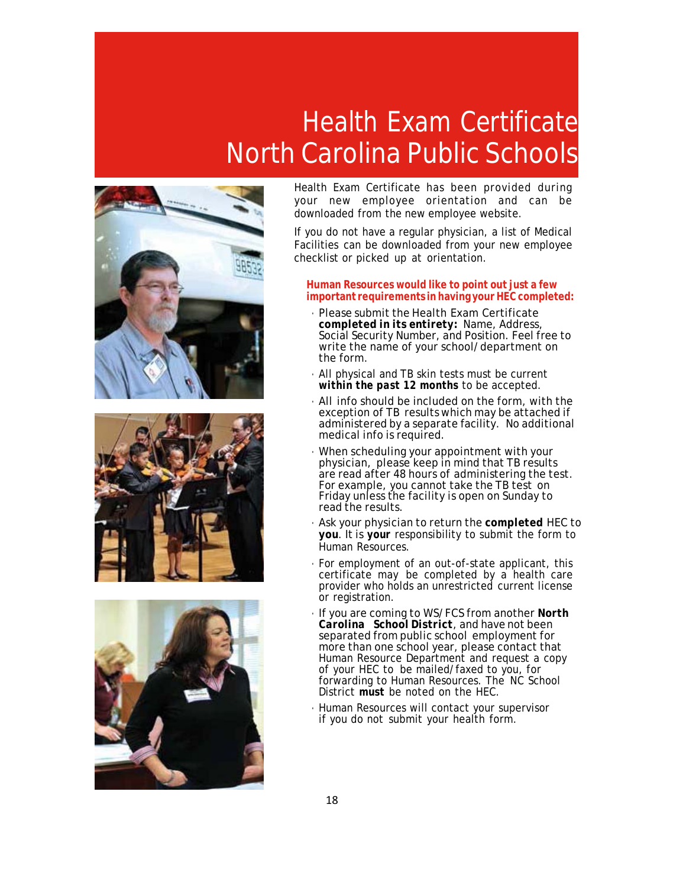# Health Exam Certificate North Carolina Public Schools

Health Exam Certificate has been provided during your new employee orientation and can be downloaded from the new employee website.

If you do not have a regular physician, a list of Medical Facilities can be downloaded from your new employee checklist or picked up at orientation.

**Human Resources would like to point out just a few important requirements in having your HEC completed:**

- Please submit the Health Exam Certificate **completed in its entirety:** Name, Address, Social Security Number, and Position. Feel free to write the name of your school/department on the form.
- All physical and TB skin tests must be current **within the past 12 months** to be accepted.
- All info should be included on the form, with the exception of TB results which may be attached if administered by a separate facility. No additional medical info is required.
- When scheduling your appointment with your physician, please keep in mind that TB results are read after 48 hours of administering the test. For example, you cannot take the TB test on Friday unless the facility is open on Sunday to read the results.
- Ask your physician to return the **completed** HEC to **you**. It is **your** responsibility to submit the form to Human Resources.
- For employment of an out-of-state applicant, this certificate may be completed by a health care provider who holds an unrestricted current license or registration.
- If you are coming to WS/FCS from another ***North Carolina School District***, and have not been separated from public school employment for more than one school year, please contact that Human Resource Department and request a copy of your HEC to be mailed/faxed to you, for forwarding to Human Resources. The NC School District **must** be noted on the HEC.
- Human Resources will contact your supervisor if you do not submit your health form.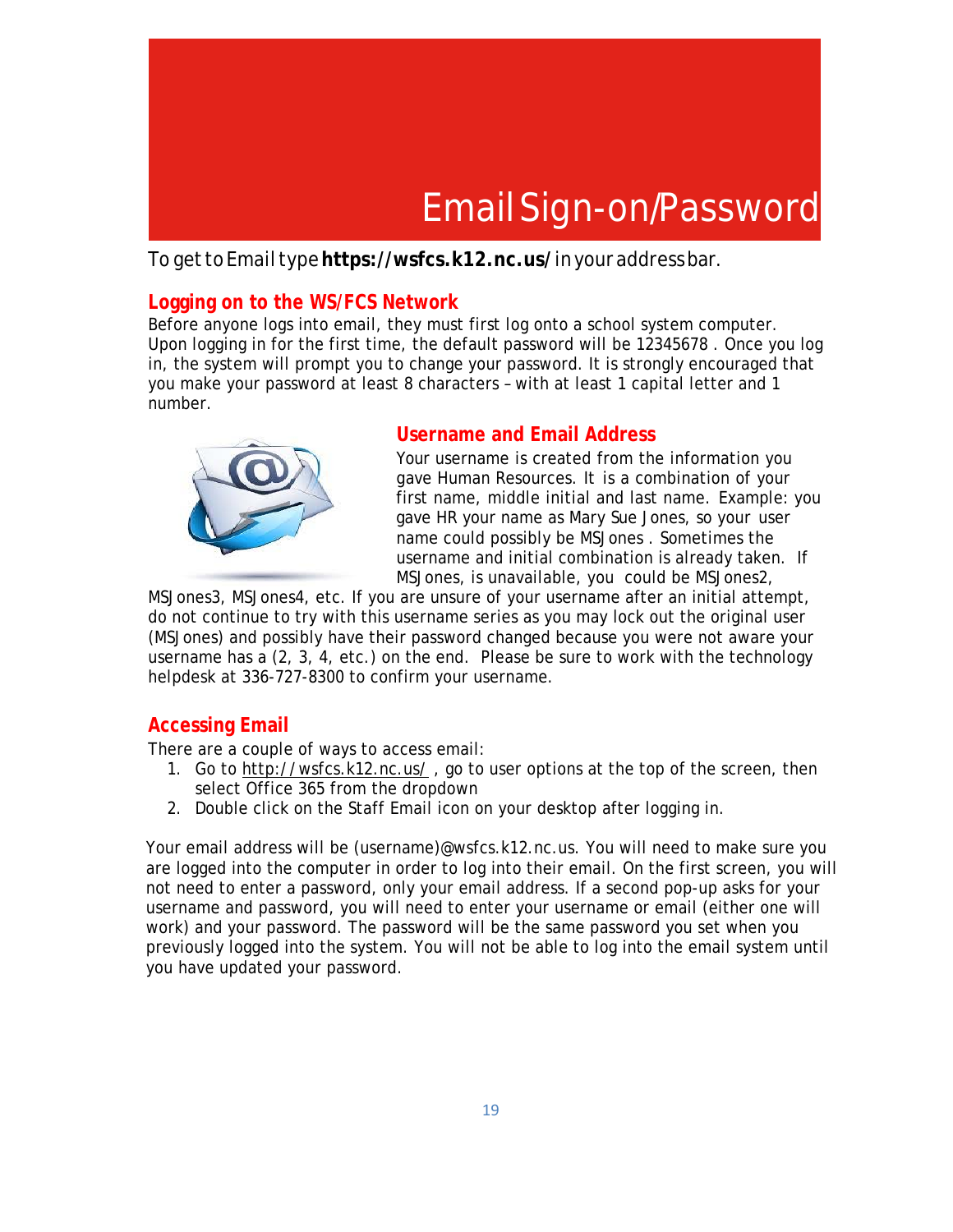# Email Sign-on/Password

To get to Email type **https://wsfcs.k12.nc.us/** in your address bar.

## Logging on to the WS/FCS Network

Before anyone logs into email, they must first log onto a school system computer. Upon logging in for the first time, the default password will be 12345678 . Once you log in, the system will prompt you to change your password. It is strongly encouraged that you make your password at least 8 characters – with at least 1 capital letter and 1 number.

## Username and Email Address

Your username is created from the information you gave Human Resources. It is a combination of your first name, middle initial and last name. Example: you gave HR your name as Mary Sue Jones, so your user name could possibly be MSJones . Sometimes the username and initial combination is already taken. If MSJones, is unavailable, you could be MSJones2, MSJones3, MSJones4, etc. If you are unsure of your username after an initial attempt, do not continue to try with this username series as you may lock out the original user (MSJones) and possibly have their password changed because you were not aware your username has a (2, 3, 4, etc.) on the end. Please be sure to work with the technology helpdesk at 336-727-8300 to confirm your username.

## Accessing Email

There are a couple of ways to access email:

1. Go to http://wsfcs.k12.nc.us/ , go to user options at the top of the screen, then select Office 365 from the dropdown
2. Double click on the Staff Email icon on your desktop after logging in.

Your email address will be (username)@wsfcs.k12.nc.us. You will need to make sure you are logged into the computer in order to log into their email. On the first screen, you will not need to enter a password, only your email address. If a second pop-up asks for your username and password, you will need to enter your username or email (either one will work) and your password. The password will be the same password you set when you previously logged into the system. You will not be able to log into the email system until you have updated your password.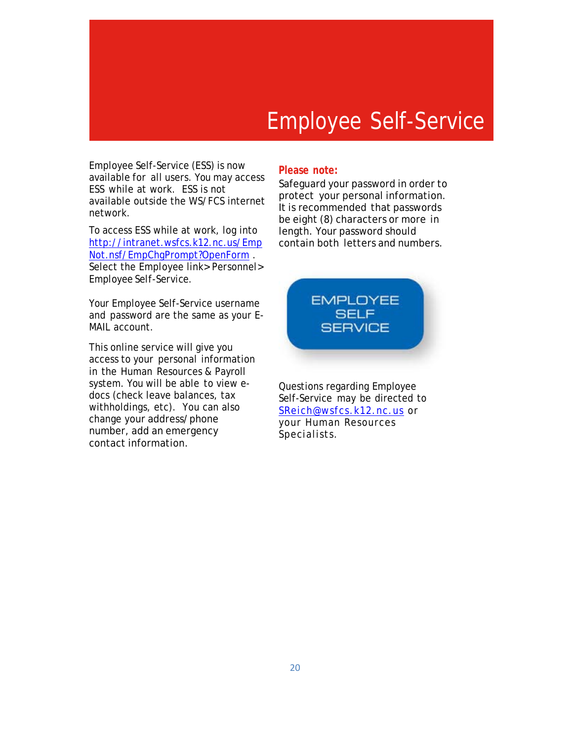# Employee Self-Service

Employee Self-Service (ESS) is now available for all users. You may access ESS while at work. ESS is not available outside the WS/FCS internet network.

To access ESS while at work, log into http://intranet.wsfcs.k12.nc.us/EmpNot.nsf/EmpChgPrompt?OpenForm . Select the Employee link> Personnel> Employee Self-Service.

Your Employee Self-Service username and password are the same as your E-MAIL account.

This online service will give you access to your personal information in the Human Resources & Payroll system. You will be able to view e-docs (check leave balances, tax withholdings, etc). You can also change your address/phone number, add an emergency contact information.

**Please note:**

Safeguard your password in order to protect your personal information. It is recommended that passwords be eight (8) characters or more in length. Your password should contain both letters and numbers.

EMPLOYEE SELF SERVICE

Questions regarding Employee Self-Service may be directed to SReich@wsfcs.k12.nc.us or your Human Resources Specialists.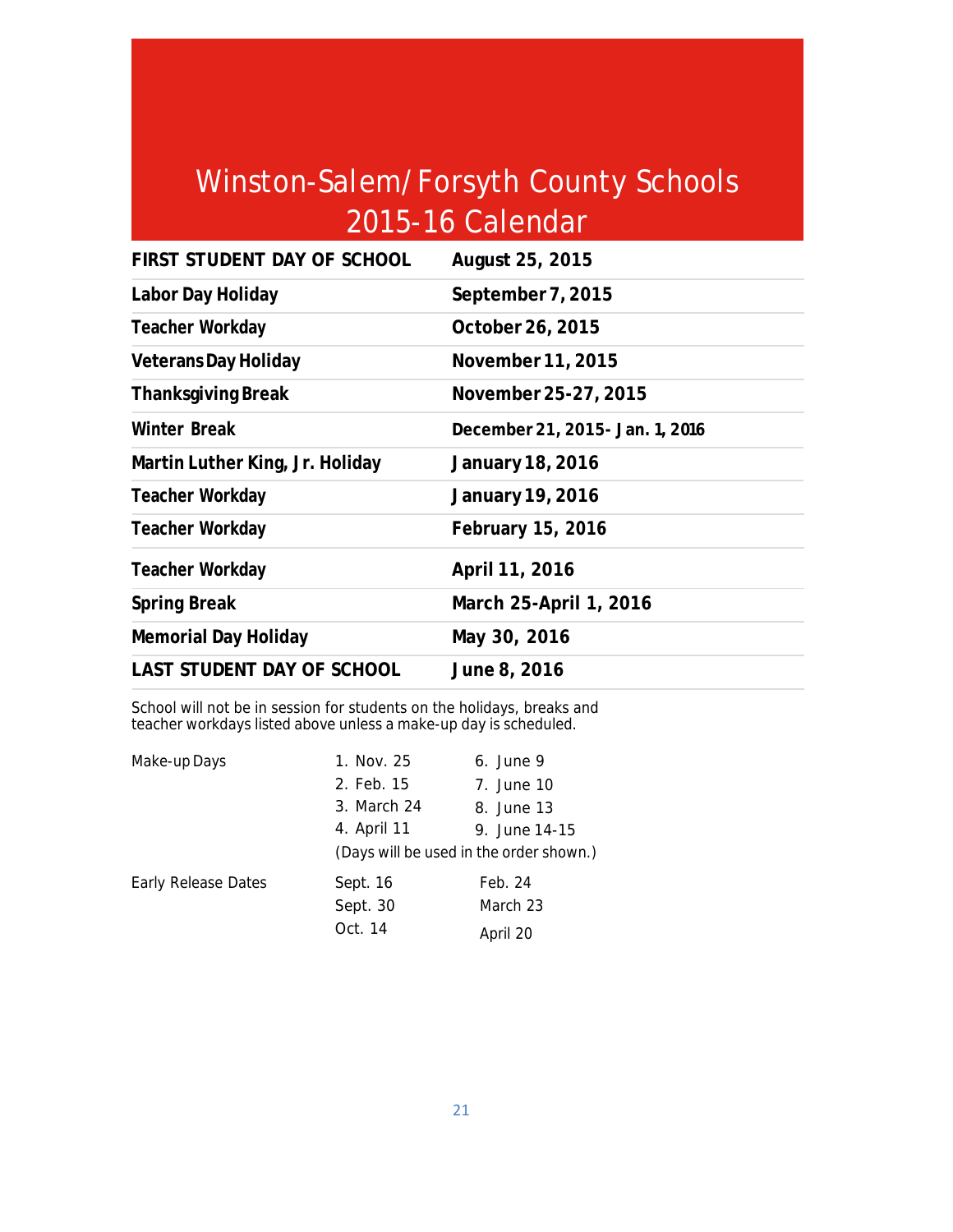# Winston-Salem/Forsyth County Schools 2015-16 Calendar

| | |
|---|---|
| **FIRST STUDENT DAY OF SCHOOL** | **August 25, 2015** |
| **Labor Day Holiday** | **September 7, 2015** |
| **Teacher Workday** | **October 26, 2015** |
| **Veterans Day Holiday** | **November 11, 2015** |
| **Thanksgiving Break** | **November 25-27, 2015** |
| **Winter Break** | **December 21, 2015- Jan. 1, 2016** |
| **Martin Luther King, Jr. Holiday** | **January 18, 2016** |
| **Teacher Workday** | **January 19, 2016** |
| **Teacher Workday** | **February 15, 2016** |
| **Teacher Workday** | **April 11, 2016** |
| **Spring Break** | **March 25-April 1, 2016** |
| **Memorial Day Holiday** | **May 30, 2016** |
| **LAST STUDENT DAY OF SCHOOL** | **June 8, 2016** |

School will not be in session for students on the holidays, breaks and teacher workdays listed above unless a make-up day is scheduled.

| | | |
|---|---|---|
| Make-up Days | 1. Nov. 25 | 6. June 9 |
| | 2. Feb. 15 | 7. June 10 |
| | 3. March 24 | 8. June 13 |
| | 4. April 11 | 9. June 14-15 |
| | (Days will be used in the order shown.) | |
| Early Release Dates | Sept. 16 | Feb. 24 |
| | Sept. 30 | March 23 |
| | Oct. 14 | April 20 |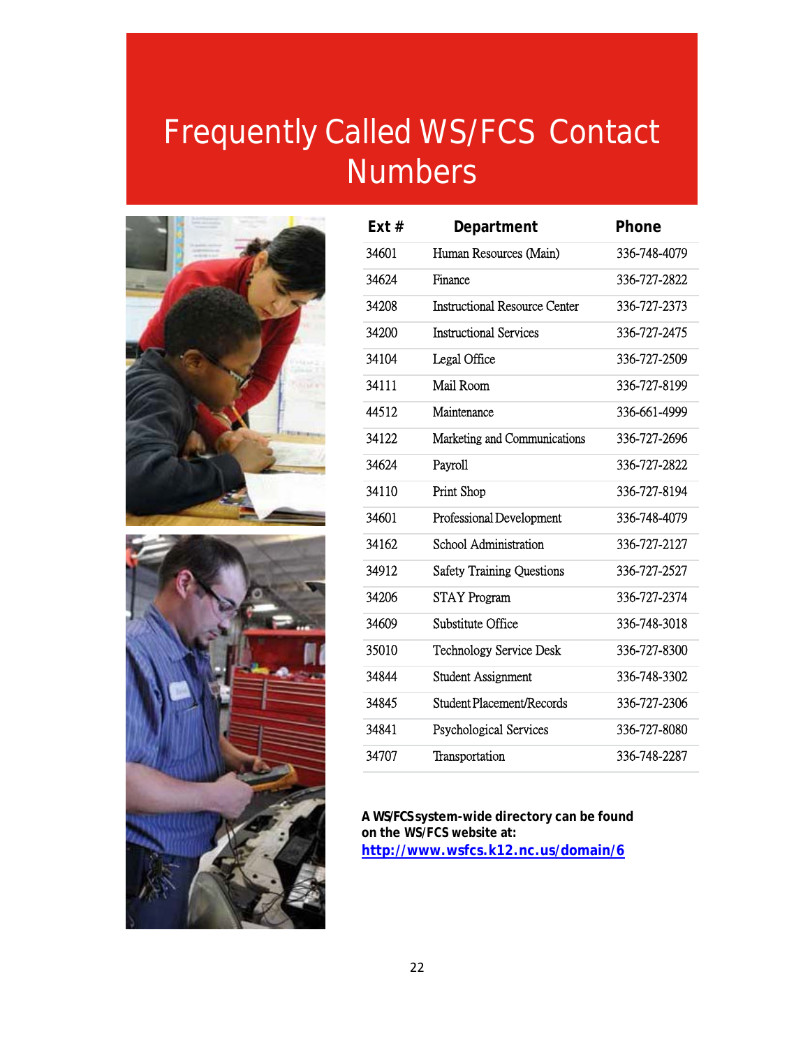# Frequently Called WS/FCS Contact Numbers

| Ext # | Department | Phone |
|---|---|---|
| 34601 | Human Resources (Main) | 336-748-4079 |
| 34624 | Finance | 336-727-2822 |
| 34208 | Instructional Resource Center | 336-727-2373 |
| 34200 | Instructional Services | 336-727-2475 |
| 34104 | Legal Office | 336-727-2509 |
| 34111 | Mail Room | 336-727-8199 |
| 44512 | Maintenance | 336-661-4999 |
| 34122 | Marketing and Communications | 336-727-2696 |
| 34624 | Payroll | 336-727-2822 |
| 34110 | Print Shop | 336-727-8194 |
| 34601 | Professional Development | 336-748-4079 |
| 34162 | School Administration | 336-727-2127 |
| 34912 | Safety Training Questions | 336-727-2527 |
| 34206 | STAY Program | 336-727-2374 |
| 34609 | Substitute Office | 336-748-3018 |
| 35010 | Technology Service Desk | 336-727-8300 |
| 34844 | Student Assignment | 336-748-3302 |
| 34845 | Student Placement/Records | 336-727-2306 |
| 34841 | Psychological Services | 336-727-8080 |
| 34707 | Transportation | 336-748-2287 |

**A WS/FCS system-wide directory can be found on the WS/FCS website at:**
**http://www.wsfcs.k12.nc.us/domain/6**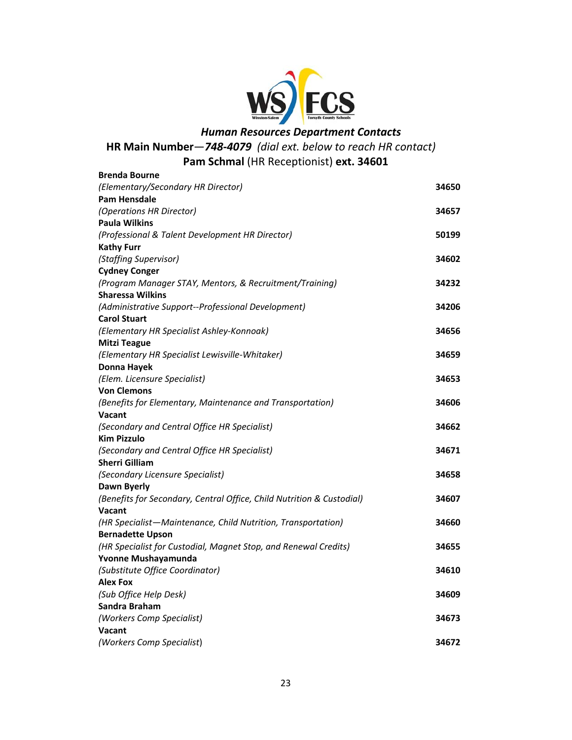## *Human Resources Department Contacts*

**HR Main Number**—***748-4079*** *(dial ext. below to reach HR contact)*

**Pam Schmal** (HR Receptionist) **ext. 34601**

| | |
|---|---|
| **Brenda Bourne**<br>*(Elementary/Secondary HR Director)* | **34650** |
| **Pam Hensdale**<br>*(Operations HR Director)* | **34657** |
| **Paula Wilkins**<br>*(Professional & Talent Development HR Director)* | **50199** |
| **Kathy Furr**<br>*(Staffing Supervisor)* | **34602** |
| **Cydney Conger**<br>*(Program Manager STAY, Mentors, & Recruitment/Training)* | **34232** |
| **Sharessa Wilkins**<br>*(Administrative Support--Professional Development)* | **34206** |
| **Carol Stuart**<br>*(Elementary HR Specialist Ashley-Konnoak)* | **34656** |
| **Mitzi Teague**<br>*(Elementary HR Specialist Lewisville-Whitaker)* | **34659** |
| **Donna Hayek**<br>*(Elem. Licensure Specialist)* | **34653** |
| **Von Clemons**<br>*(Benefits for Elementary, Maintenance and Transportation)* | **34606** |
| **Vacant**<br>*(Secondary and Central Office HR Specialist)* | **34662** |
| **Kim Pizzulo**<br>*(Secondary and Central Office HR Specialist)* | **34671** |
| **Sherri Gilliam**<br>*(Secondary Licensure Specialist)* | **34658** |
| **Dawn Byerly**<br>*(Benefits for Secondary, Central Office, Child Nutrition & Custodial)* | **34607** |
| **Vacant**<br>*(HR Specialist—Maintenance, Child Nutrition, Transportation)* | **34660** |
| **Bernadette Upson**<br>*(HR Specialist for Custodial, Magnet Stop, and Renewal Credits)* | **34655** |
| **Yvonne Mushayamunda**<br>*(Substitute Office Coordinator)* | **34610** |
| **Alex Fox**<br>*(Sub Office Help Desk)* | **34609** |
| **Sandra Braham**<br>*(Workers Comp Specialist)* | **34673** |
| **Vacant**<br>*(Workers Comp Specialist)* | **34672** |